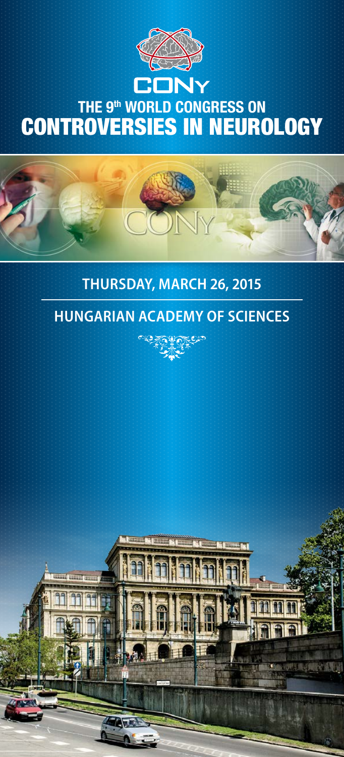CONy

# THE 9th WORLD CONGRESS ON CONTROVERSIES IN NEUROLOGY

## THURSDAY, MARCH 26, 2015

## HUNGARIAN ACADEMY OF SCIENCES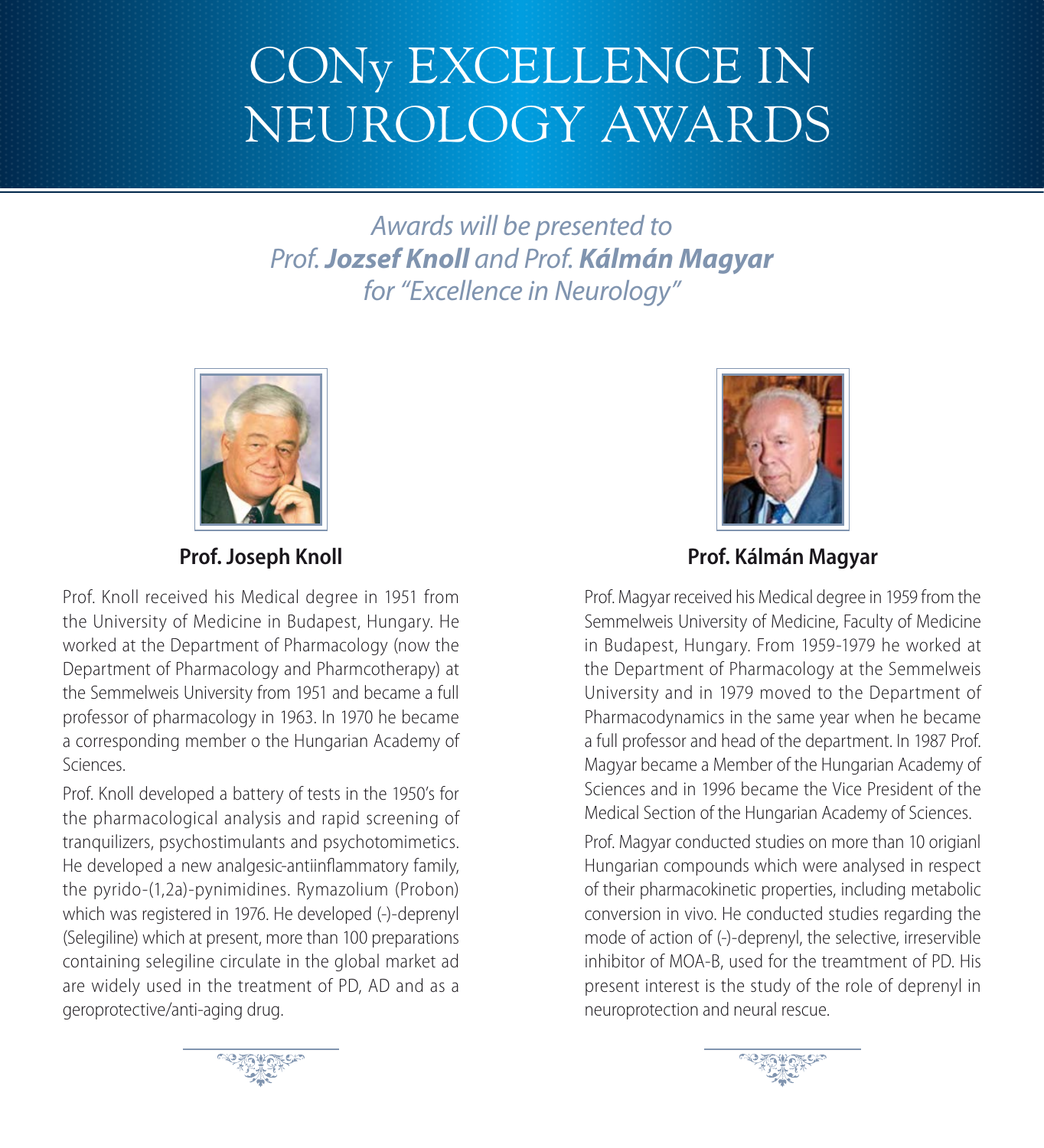# CONy EXCELLENCE IN NEUROLOGY AWARDS

*Awards will be presented to*
*Prof. **Jozsef Knoll** and Prof. **Kálmán Magyar***
*for "Excellence in Neurology"*

## Prof. Joseph Knoll

Prof. Knoll received his Medical degree in 1951 from the University of Medicine in Budapest, Hungary. He worked at the Department of Pharmacology (now the Department of Pharmacology and Pharmcotherapy) at the Semmelweis University from 1951 and became a full professor of pharmacology in 1963. In 1970 he became a corresponding member o the Hungarian Academy of Sciences.

Prof. Knoll developed a battery of tests in the 1950's for the pharmacological analysis and rapid screening of tranquilizers, psychostimulants and psychotomimetics. He developed a new analgesic-antiinflammatory family, the pyrido-(1,2a)-pynimidines. Rymazolium (Probon) which was registered in 1976. He developed (-)-deprenyl (Selegiline) which at present, more than 100 preparations containing selegiline circulate in the global market ad are widely used in the treatment of PD, AD and as a geroprotective/anti-aging drug.

## Prof. Kálmán Magyar

Prof. Magyar received his Medical degree in 1959 from the Semmelweis University of Medicine, Faculty of Medicine in Budapest, Hungary. From 1959-1979 he worked at the Department of Pharmacology at the Semmelweis University and in 1979 moved to the Department of Pharmacodynamics in the same year when he became a full professor and head of the department. In 1987 Prof. Magyar became a Member of the Hungarian Academy of Sciences and in 1996 became the Vice President of the Medical Section of the Hungarian Academy of Sciences.

Prof. Magyar conducted studies on more than 10 origianl Hungarian compounds which were analysed in respect of their pharmacokinetic properties, including metabolic conversion in vivo. He conducted studies regarding the mode of action of (-)-deprenyl, the selective, irreservible inhibitor of MOA-B, used for the treamtment of PD. His present interest is the study of the role of deprenyl in neuroprotection and neural rescue.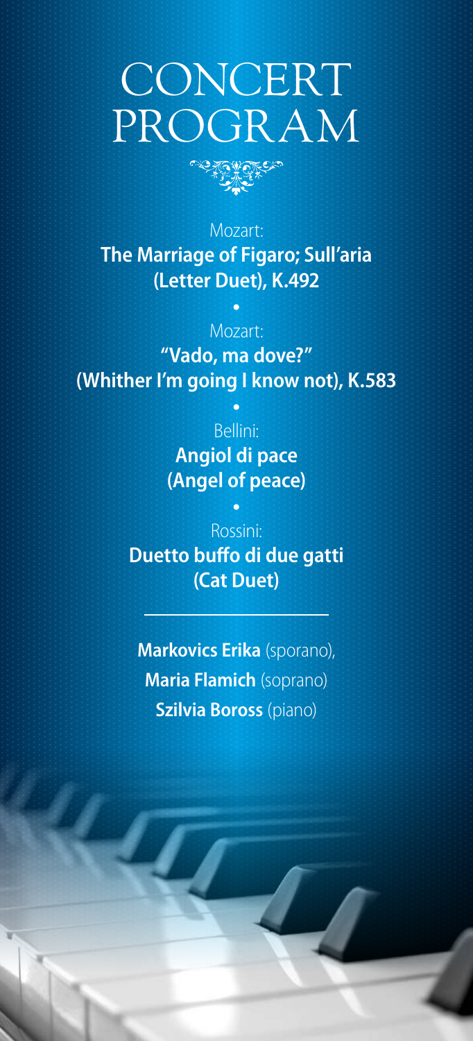# CONCERT PROGRAM

Mozart:
**The Marriage of Figaro; Sull'aria (Letter Duet), K.492**

•

Mozart:
**"Vado, ma dove?" (Whither I'm going I know not), K.583**

•

Bellini:
**Angiol di pace (Angel of peace)**

•

Rossini:
**Duetto buffo di due gatti (Cat Duet)**

---

**Markovics Erika** (sporano),
**Maria Flamich** (soprano)
**Szilvia Boross** (piano)